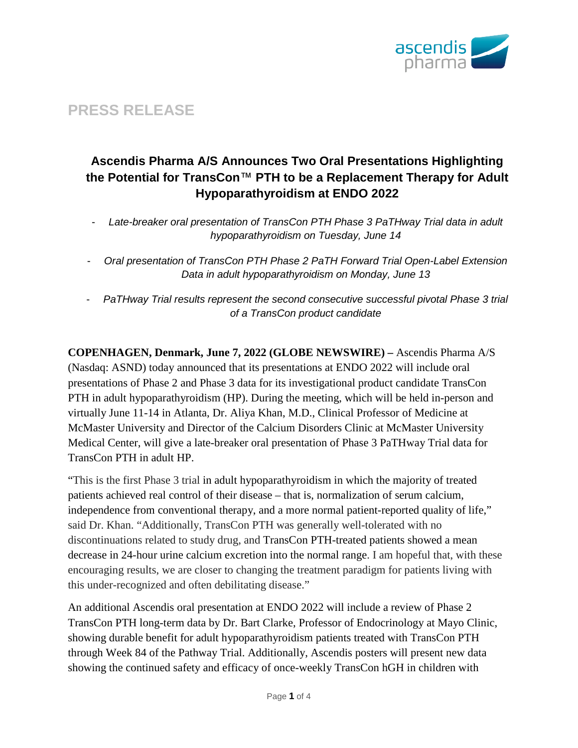**PRESS RELEASE**

# Ascendis Pharma A/S Announces Two Oral Presentations Highlighting the Potential for TransCon™ PTH to be a Replacement Therapy for Adult Hypoparathyroidism at ENDO 2022

- *Late-breaker oral presentation of TransCon PTH Phase 3 PaTHway Trial data in adult hypoparathyroidism on Tuesday, June 14*
- *Oral presentation of TransCon PTH Phase 2 PaTH Forward Trial Open-Label Extension Data in adult hypoparathyroidism on Monday, June 13*
- *PaTHway Trial results represent the second consecutive successful pivotal Phase 3 trial of a TransCon product candidate*

**COPENHAGEN, Denmark, June 7, 2022 (GLOBE NEWSWIRE) –** Ascendis Pharma A/S (Nasdaq: ASND) today announced that its presentations at ENDO 2022 will include oral presentations of Phase 2 and Phase 3 data for its investigational product candidate TransCon PTH in adult hypoparathyroidism (HP). During the meeting, which will be held in-person and virtually June 11-14 in Atlanta, Dr. Aliya Khan, M.D., Clinical Professor of Medicine at McMaster University and Director of the Calcium Disorders Clinic at McMaster University Medical Center, will give a late-breaker oral presentation of Phase 3 PaTHway Trial data for TransCon PTH in adult HP.

"This is the first Phase 3 trial in adult hypoparathyroidism in which the majority of treated patients achieved real control of their disease – that is, normalization of serum calcium, independence from conventional therapy, and a more normal patient-reported quality of life," said Dr. Khan. "Additionally, TransCon PTH was generally well-tolerated with no discontinuations related to study drug, and TransCon PTH-treated patients showed a mean decrease in 24-hour urine calcium excretion into the normal range. I am hopeful that, with these encouraging results, we are closer to changing the treatment paradigm for patients living with this under-recognized and often debilitating disease."

An additional Ascendis oral presentation at ENDO 2022 will include a review of Phase 2 TransCon PTH long-term data by Dr. Bart Clarke, Professor of Endocrinology at Mayo Clinic, showing durable benefit for adult hypoparathyroidism patients treated with TransCon PTH through Week 84 of the Pathway Trial. Additionally, Ascendis posters will present new data showing the continued safety and efficacy of once-weekly TransCon hGH in children with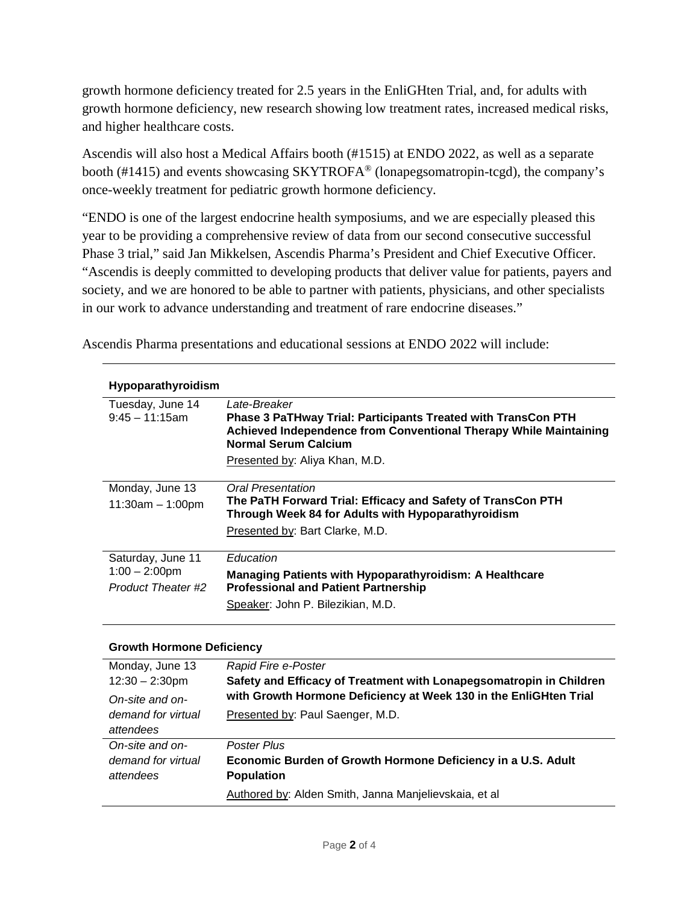growth hormone deficiency treated for 2.5 years in the EnliGHten Trial, and, for adults with growth hormone deficiency, new research showing low treatment rates, increased medical risks, and higher healthcare costs.

Ascendis will also host a Medical Affairs booth (#1515) at ENDO 2022, as well as a separate booth (#1415) and events showcasing SKYTROFA® (lonapegsomatropin-tcgd), the company's once-weekly treatment for pediatric growth hormone deficiency.

"ENDO is one of the largest endocrine health symposiums, and we are especially pleased this year to be providing a comprehensive review of data from our second consecutive successful Phase 3 trial," said Jan Mikkelsen, Ascendis Pharma's President and Chief Executive Officer. "Ascendis is deeply committed to developing products that deliver value for patients, payers and society, and we are honored to be able to partner with patients, physicians, and other specialists in our work to advance understanding and treatment of rare endocrine diseases."

Ascendis Pharma presentations and educational sessions at ENDO 2022 will include:

| **Hypoparathyroidism** | |
|---|---|
| Tuesday, June 14<br>9:45 – 11:15am | *Late-Breaker*<br>**Phase 3 PaTHway Trial: Participants Treated with TransCon PTH Achieved Independence from Conventional Therapy While Maintaining Normal Serum Calcium**<br>Presented by: Aliya Khan, M.D. |
| Monday, June 13<br>11:30am – 1:00pm | *Oral Presentation*<br>**The PaTH Forward Trial: Efficacy and Safety of TransCon PTH Through Week 84 for Adults with Hypoparathyroidism**<br>Presented by: Bart Clarke, M.D. |
| Saturday, June 11<br>1:00 – 2:00pm<br>*Product Theater #2* | *Education*<br>**Managing Patients with Hypoparathyroidism: A Healthcare Professional and Patient Partnership**<br>Speaker: John P. Bilezikian, M.D. |

| **Growth Hormone Deficiency** | |
|---|---|
| Monday, June 13<br>12:30 – 2:30pm<br>*On-site and on-demand for virtual attendees* | *Rapid Fire e-Poster*<br>**Safety and Efficacy of Treatment with Lonapegsomatropin in Children with Growth Hormone Deficiency at Week 130 in the EnliGHten Trial**<br>Presented by: Paul Saenger, M.D. |
| *On-site and on-demand for virtual attendees* | *Poster Plus*<br>**Economic Burden of Growth Hormone Deficiency in a U.S. Adult Population**<br>Authored by: Alden Smith, Janna Manjelievskaia, et al |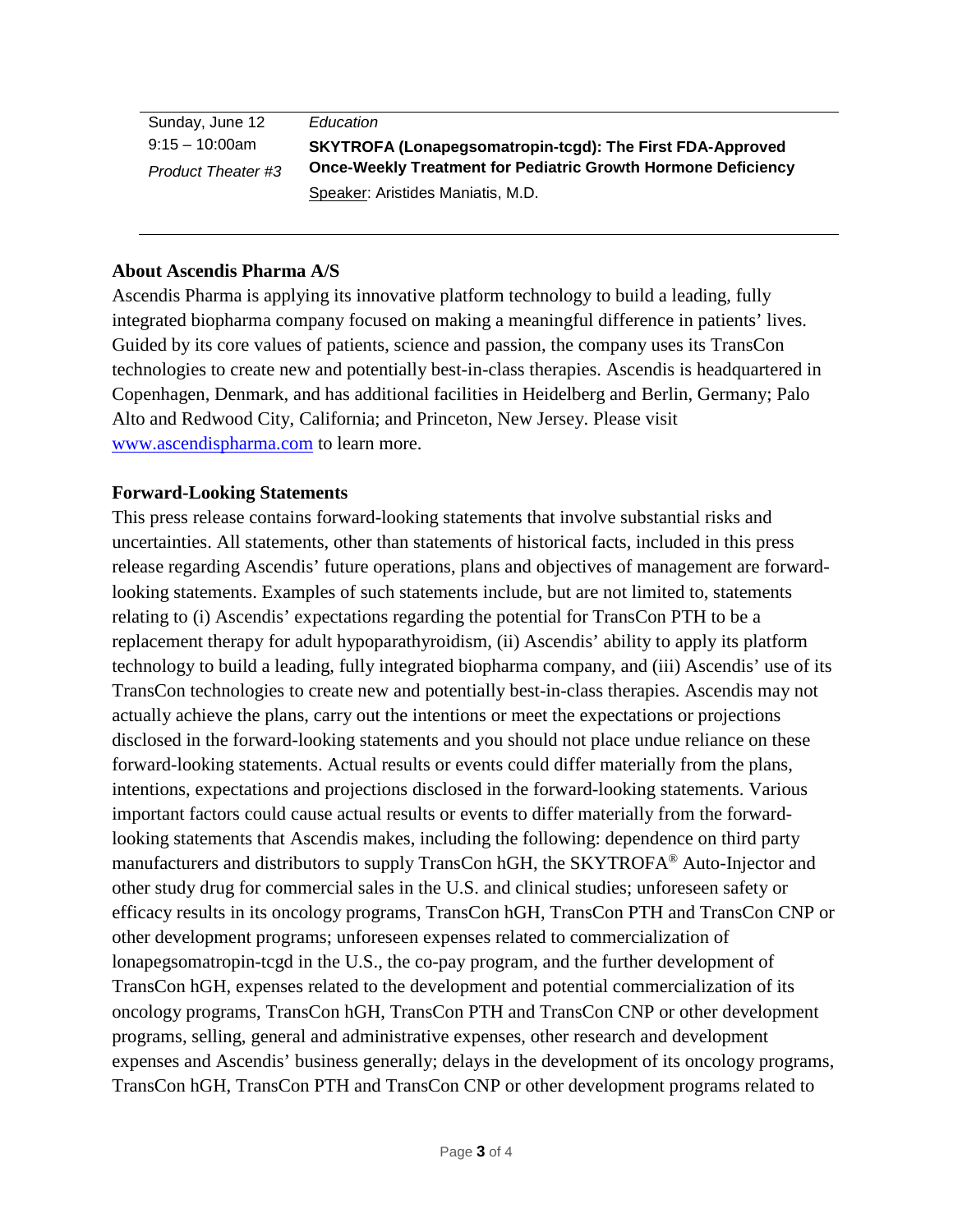| | |
|---|---|
| Sunday, June 12<br>9:15 – 10:00am<br>*Product Theater #3* | *Education*<br>**SKYTROFA (Lonapegsomatropin-tcgd): The First FDA-Approved Once-Weekly Treatment for Pediatric Growth Hormone Deficiency**<br>Speaker: Aristides Maniatis, M.D. |

**About Ascendis Pharma A/S**

Ascendis Pharma is applying its innovative platform technology to build a leading, fully integrated biopharma company focused on making a meaningful difference in patients' lives. Guided by its core values of patients, science and passion, the company uses its TransCon technologies to create new and potentially best-in-class therapies. Ascendis is headquartered in Copenhagen, Denmark, and has additional facilities in Heidelberg and Berlin, Germany; Palo Alto and Redwood City, California; and Princeton, New Jersey. Please visit www.ascendispharma.com to learn more.

**Forward-Looking Statements**

This press release contains forward-looking statements that involve substantial risks and uncertainties. All statements, other than statements of historical facts, included in this press release regarding Ascendis' future operations, plans and objectives of management are forward-looking statements. Examples of such statements include, but are not limited to, statements relating to (i) Ascendis' expectations regarding the potential for TransCon PTH to be a replacement therapy for adult hypoparathyroidism, (ii) Ascendis' ability to apply its platform technology to build a leading, fully integrated biopharma company, and (iii) Ascendis' use of its TransCon technologies to create new and potentially best-in-class therapies. Ascendis may not actually achieve the plans, carry out the intentions or meet the expectations or projections disclosed in the forward-looking statements and you should not place undue reliance on these forward-looking statements. Actual results or events could differ materially from the plans, intentions, expectations and projections disclosed in the forward-looking statements. Various important factors could cause actual results or events to differ materially from the forward-looking statements that Ascendis makes, including the following: dependence on third party manufacturers and distributors to supply TransCon hGH, the SKYTROFA® Auto-Injector and other study drug for commercial sales in the U.S. and clinical studies; unforeseen safety or efficacy results in its oncology programs, TransCon hGH, TransCon PTH and TransCon CNP or other development programs; unforeseen expenses related to commercialization of lonapegsomatropin-tcgd in the U.S., the co-pay program, and the further development of TransCon hGH, expenses related to the development and potential commercialization of its oncology programs, TransCon hGH, TransCon PTH and TransCon CNP or other development programs, selling, general and administrative expenses, other research and development expenses and Ascendis' business generally; delays in the development of its oncology programs, TransCon hGH, TransCon PTH and TransCon CNP or other development programs related to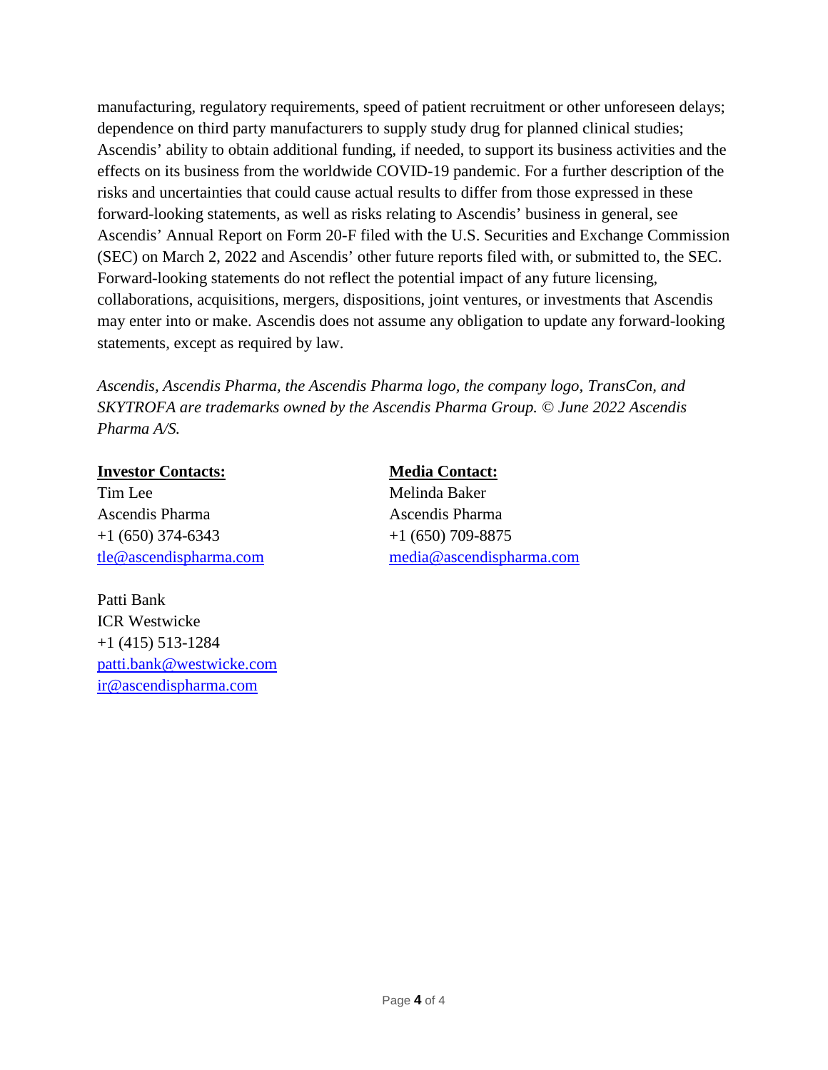manufacturing, regulatory requirements, speed of patient recruitment or other unforeseen delays; dependence on third party manufacturers to supply study drug for planned clinical studies; Ascendis' ability to obtain additional funding, if needed, to support its business activities and the effects on its business from the worldwide COVID-19 pandemic. For a further description of the risks and uncertainties that could cause actual results to differ from those expressed in these forward-looking statements, as well as risks relating to Ascendis' business in general, see Ascendis' Annual Report on Form 20-F filed with the U.S. Securities and Exchange Commission (SEC) on March 2, 2022 and Ascendis' other future reports filed with, or submitted to, the SEC. Forward-looking statements do not reflect the potential impact of any future licensing, collaborations, acquisitions, mergers, dispositions, joint ventures, or investments that Ascendis may enter into or make. Ascendis does not assume any obligation to update any forward-looking statements, except as required by law.

*Ascendis, Ascendis Pharma, the Ascendis Pharma logo, the company logo, TransCon, and SKYTROFA are trademarks owned by the Ascendis Pharma Group. © June 2022 Ascendis Pharma A/S.*

**Investor Contacts:**

Tim Lee
Ascendis Pharma
+1 (650) 374-6343
tle@ascendispharma.com

Patti Bank
ICR Westwicke
+1 (415) 513-1284
patti.bank@westwicke.com
ir@ascendispharma.com

**Media Contact:**

Melinda Baker
Ascendis Pharma
+1 (650) 709-8875
media@ascendispharma.com